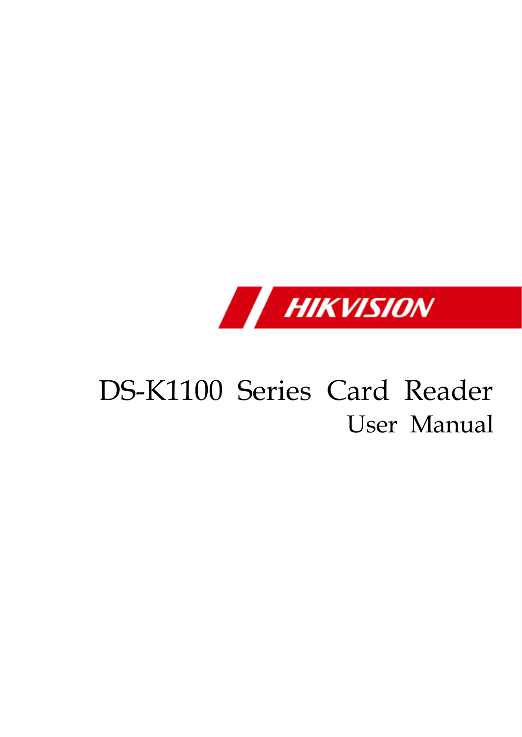HIKVISION

# DS-K1100 Series Card Reader

User Manual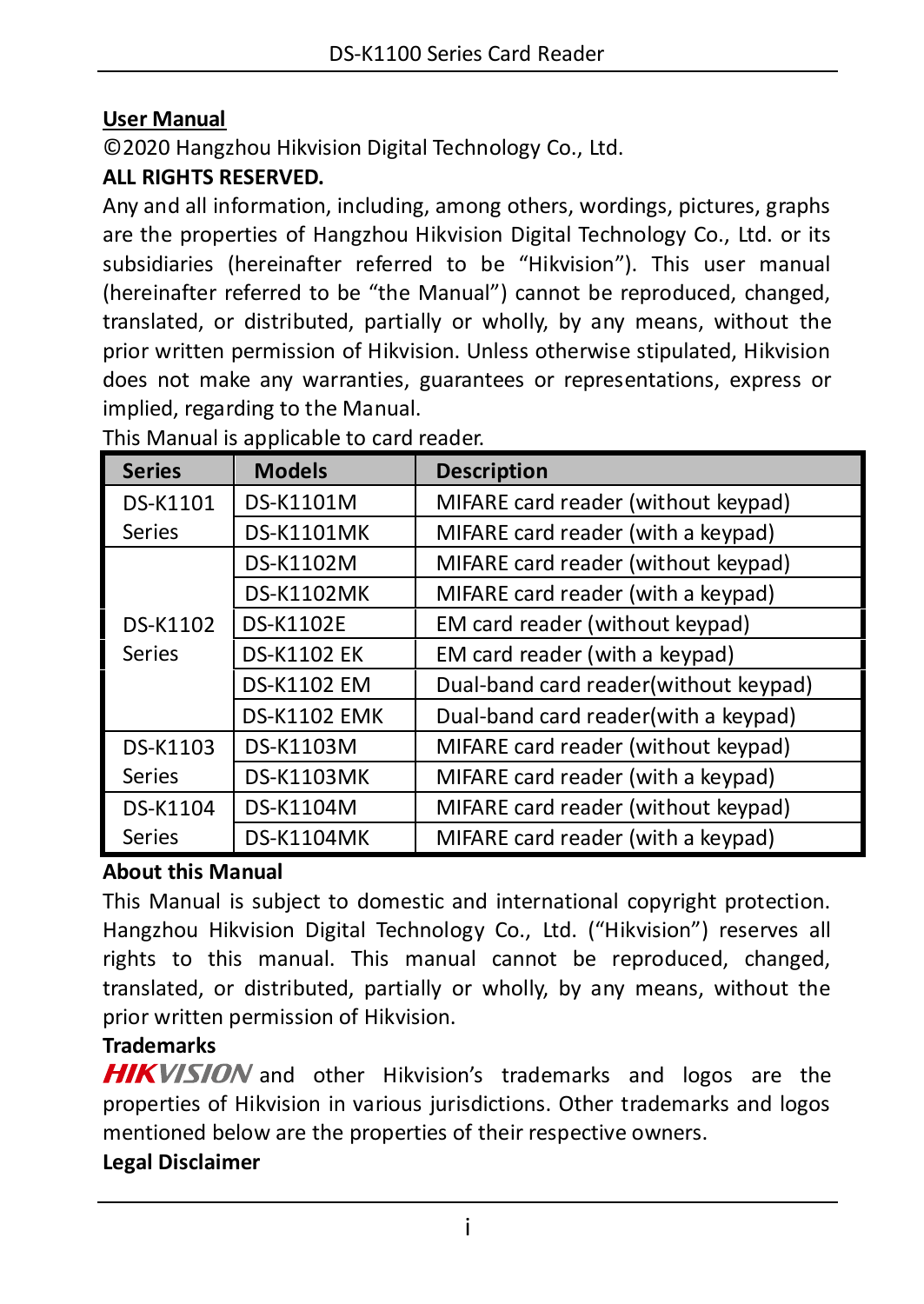**User Manual**

©2020 Hangzhou Hikvision Digital Technology Co., Ltd.

**ALL RIGHTS RESERVED.**

Any and all information, including, among others, wordings, pictures, graphs are the properties of Hangzhou Hikvision Digital Technology Co., Ltd. or its subsidiaries (hereinafter referred to be "Hikvision"). This user manual (hereinafter referred to be "the Manual") cannot be reproduced, changed, translated, or distributed, partially or wholly, by any means, without the prior written permission of Hikvision. Unless otherwise stipulated, Hikvision does not make any warranties, guarantees or representations, express or implied, regarding to the Manual.

This Manual is applicable to card reader.

| Series | Models | Description |
|---|---|---|
| DS-K1101 Series | DS-K1101M | MIFARE card reader (without keypad) |
| | DS-K1101MK | MIFARE card reader (with a keypad) |
| DS-K1102 Series | DS-K1102M | MIFARE card reader (without keypad) |
| | DS-K1102MK | MIFARE card reader (with a keypad) |
| | DS-K1102E | EM card reader (without keypad) |
| | DS-K1102 EK | EM card reader (with a keypad) |
| | DS-K1102 EM | Dual-band card reader(without keypad) |
| | DS-K1102 EMK | Dual-band card reader(with a keypad) |
| DS-K1103 Series | DS-K1103M | MIFARE card reader (without keypad) |
| | DS-K1103MK | MIFARE card reader (with a keypad) |
| DS-K1104 Series | DS-K1104M | MIFARE card reader (without keypad) |
| | DS-K1104MK | MIFARE card reader (with a keypad) |

**About this Manual**

This Manual is subject to domestic and international copyright protection. Hangzhou Hikvision Digital Technology Co., Ltd. ("Hikvision") reserves all rights to this manual. This manual cannot be reproduced, changed, translated, or distributed, partially or wholly, by any means, without the prior written permission of Hikvision.

**Trademarks**

HIKVISION and other Hikvision's trademarks and logos are the properties of Hikvision in various jurisdictions. Other trademarks and logos mentioned below are the properties of their respective owners.

**Legal Disclaimer**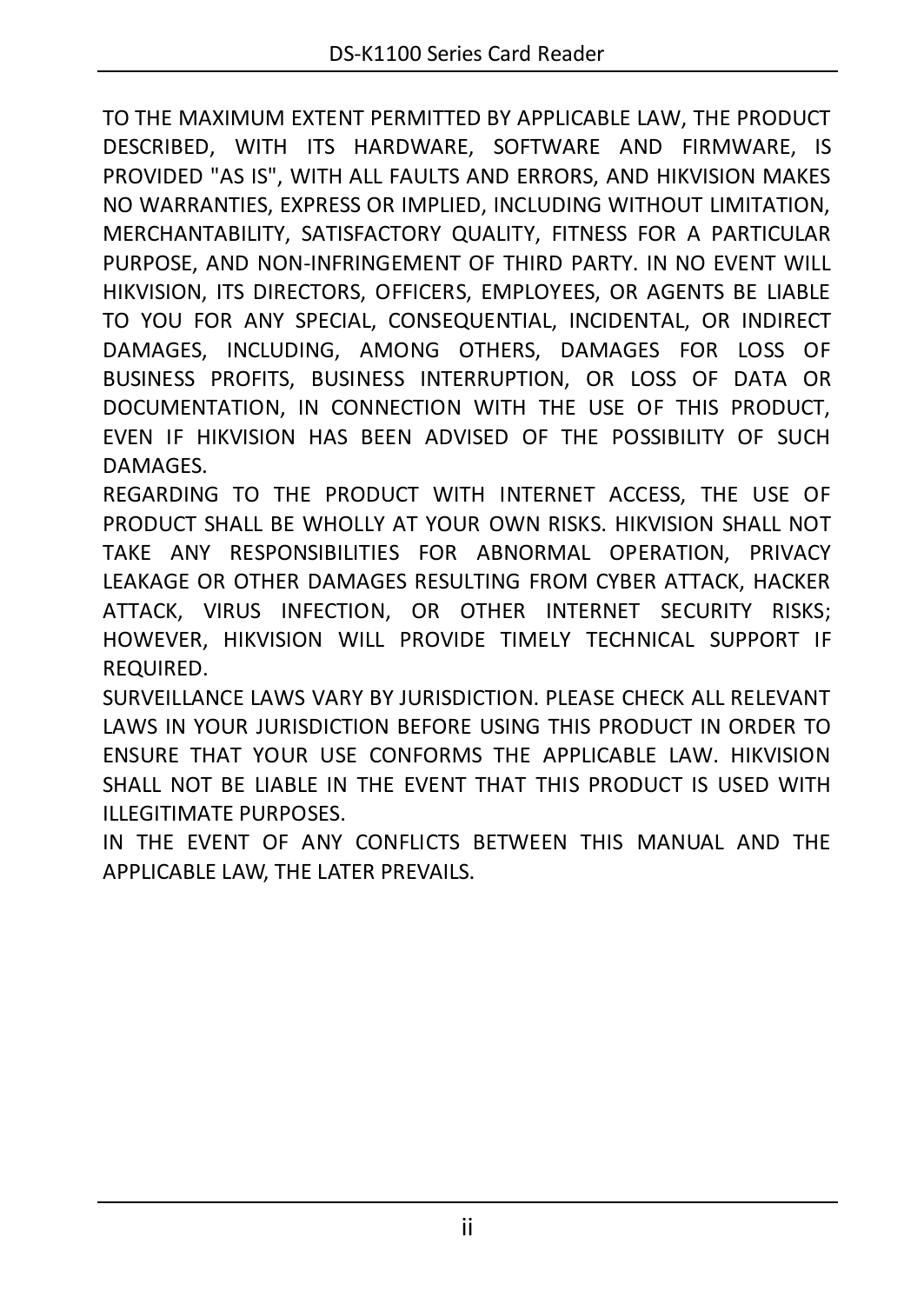TO THE MAXIMUM EXTENT PERMITTED BY APPLICABLE LAW, THE PRODUCT DESCRIBED, WITH ITS HARDWARE, SOFTWARE AND FIRMWARE, IS PROVIDED "AS IS", WITH ALL FAULTS AND ERRORS, AND HIKVISION MAKES NO WARRANTIES, EXPRESS OR IMPLIED, INCLUDING WITHOUT LIMITATION, MERCHANTABILITY, SATISFACTORY QUALITY, FITNESS FOR A PARTICULAR PURPOSE, AND NON-INFRINGEMENT OF THIRD PARTY. IN NO EVENT WILL HIKVISION, ITS DIRECTORS, OFFICERS, EMPLOYEES, OR AGENTS BE LIABLE TO YOU FOR ANY SPECIAL, CONSEQUENTIAL, INCIDENTAL, OR INDIRECT DAMAGES, INCLUDING, AMONG OTHERS, DAMAGES FOR LOSS OF BUSINESS PROFITS, BUSINESS INTERRUPTION, OR LOSS OF DATA OR DOCUMENTATION, IN CONNECTION WITH THE USE OF THIS PRODUCT, EVEN IF HIKVISION HAS BEEN ADVISED OF THE POSSIBILITY OF SUCH DAMAGES.

REGARDING TO THE PRODUCT WITH INTERNET ACCESS, THE USE OF PRODUCT SHALL BE WHOLLY AT YOUR OWN RISKS. HIKVISION SHALL NOT TAKE ANY RESPONSIBILITIES FOR ABNORMAL OPERATION, PRIVACY LEAKAGE OR OTHER DAMAGES RESULTING FROM CYBER ATTACK, HACKER ATTACK, VIRUS INFECTION, OR OTHER INTERNET SECURITY RISKS; HOWEVER, HIKVISION WILL PROVIDE TIMELY TECHNICAL SUPPORT IF REQUIRED.

SURVEILLANCE LAWS VARY BY JURISDICTION. PLEASE CHECK ALL RELEVANT LAWS IN YOUR JURISDICTION BEFORE USING THIS PRODUCT IN ORDER TO ENSURE THAT YOUR USE CONFORMS THE APPLICABLE LAW. HIKVISION SHALL NOT BE LIABLE IN THE EVENT THAT THIS PRODUCT IS USED WITH ILLEGITIMATE PURPOSES.

IN THE EVENT OF ANY CONFLICTS BETWEEN THIS MANUAL AND THE APPLICABLE LAW, THE LATER PREVAILS.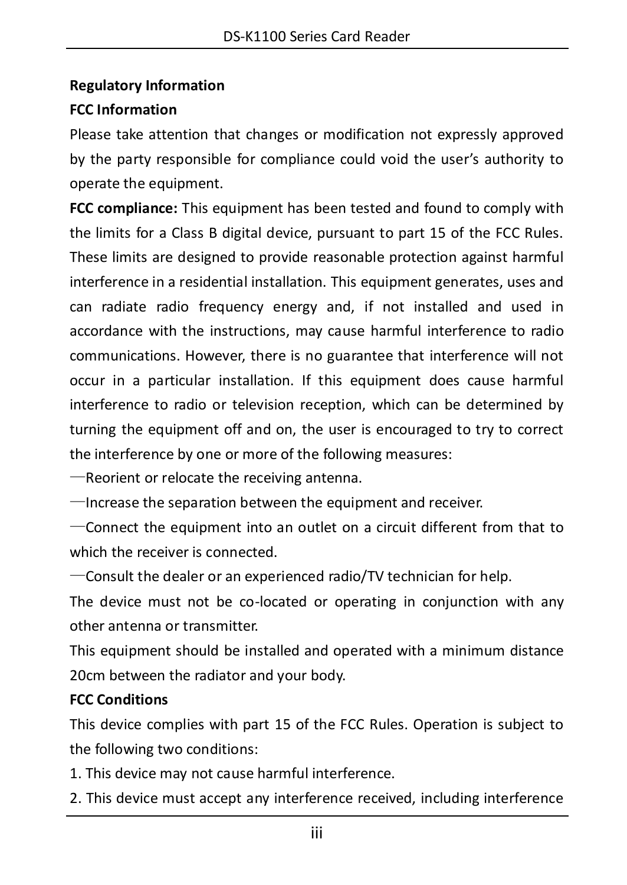**Regulatory Information**

**FCC Information**

Please take attention that changes or modification not expressly approved by the party responsible for compliance could void the user's authority to operate the equipment.

**FCC compliance:** This equipment has been tested and found to comply with the limits for a Class B digital device, pursuant to part 15 of the FCC Rules. These limits are designed to provide reasonable protection against harmful interference in a residential installation. This equipment generates, uses and can radiate radio frequency energy and, if not installed and used in accordance with the instructions, may cause harmful interference to radio communications. However, there is no guarantee that interference will not occur in a particular installation. If this equipment does cause harmful interference to radio or television reception, which can be determined by turning the equipment off and on, the user is encouraged to try to correct the interference by one or more of the following measures:

—Reorient or relocate the receiving antenna.

—Increase the separation between the equipment and receiver.

—Connect the equipment into an outlet on a circuit different from that to which the receiver is connected.

—Consult the dealer or an experienced radio/TV technician for help.

The device must not be co-located or operating in conjunction with any other antenna or transmitter.

This equipment should be installed and operated with a minimum distance 20cm between the radiator and your body.

**FCC Conditions**

This device complies with part 15 of the FCC Rules. Operation is subject to the following two conditions:

1. This device may not cause harmful interference.
2. This device must accept any interference received, including interference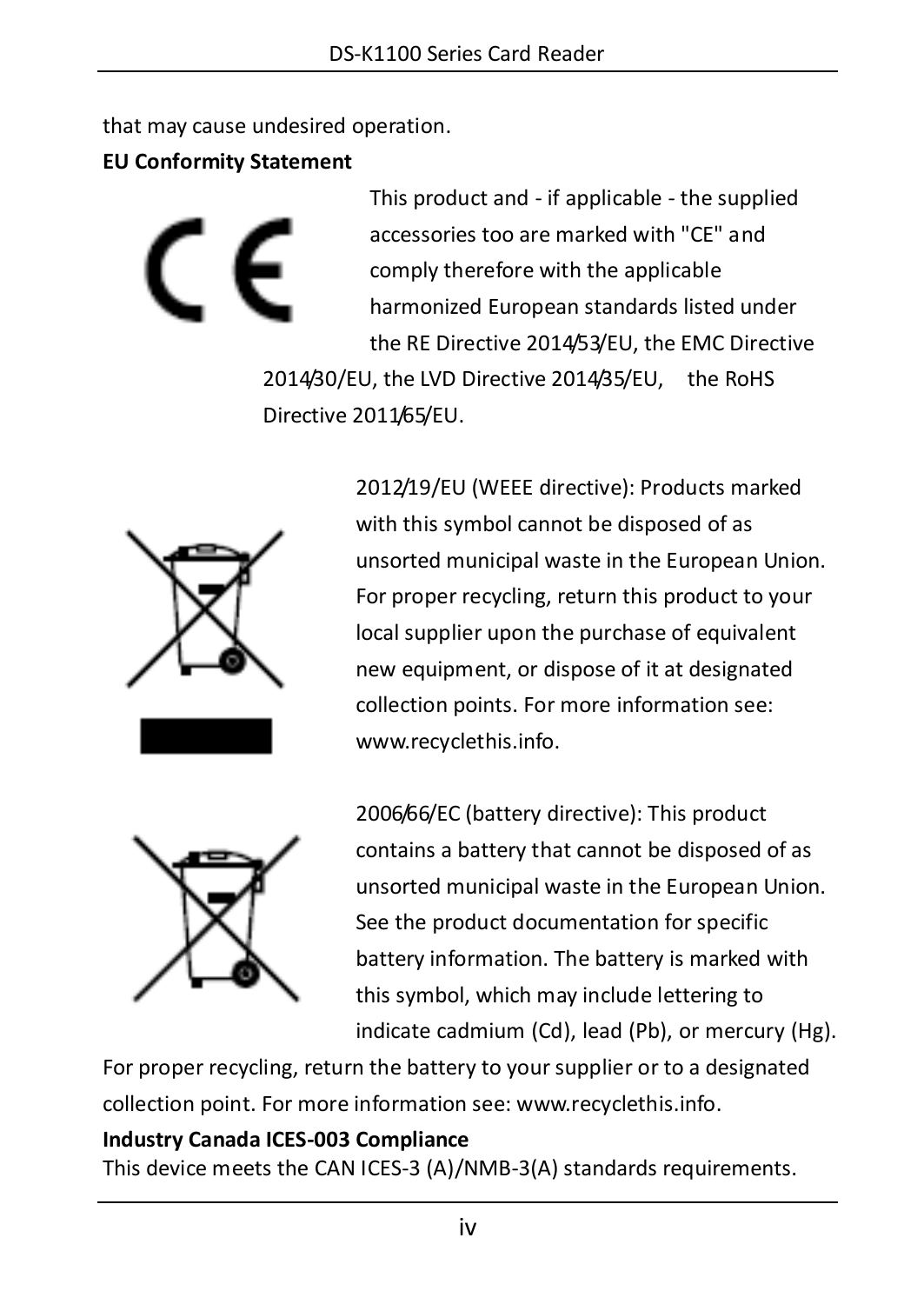that may cause undesired operation.

**EU Conformity Statement**

This product and - if applicable - the supplied accessories too are marked with "CE" and comply therefore with the applicable harmonized European standards listed under the RE Directive 2014/53/EU, the EMC Directive 2014/30/EU, the LVD Directive 2014/35/EU, the RoHS Directive 2011/65/EU.

2012/19/EU (WEEE directive): Products marked with this symbol cannot be disposed of as unsorted municipal waste in the European Union. For proper recycling, return this product to your local supplier upon the purchase of equivalent new equipment, or dispose of it at designated collection points. For more information see: www.recyclethis.info.

2006/66/EC (battery directive): This product contains a battery that cannot be disposed of as unsorted municipal waste in the European Union. See the product documentation for specific battery information. The battery is marked with this symbol, which may include lettering to indicate cadmium (Cd), lead (Pb), or mercury (Hg). For proper recycling, return the battery to your supplier or to a designated collection point. For more information see: www.recyclethis.info.

**Industry Canada ICES-003 Compliance**

This device meets the CAN ICES-3 (A)/NMB-3(A) standards requirements.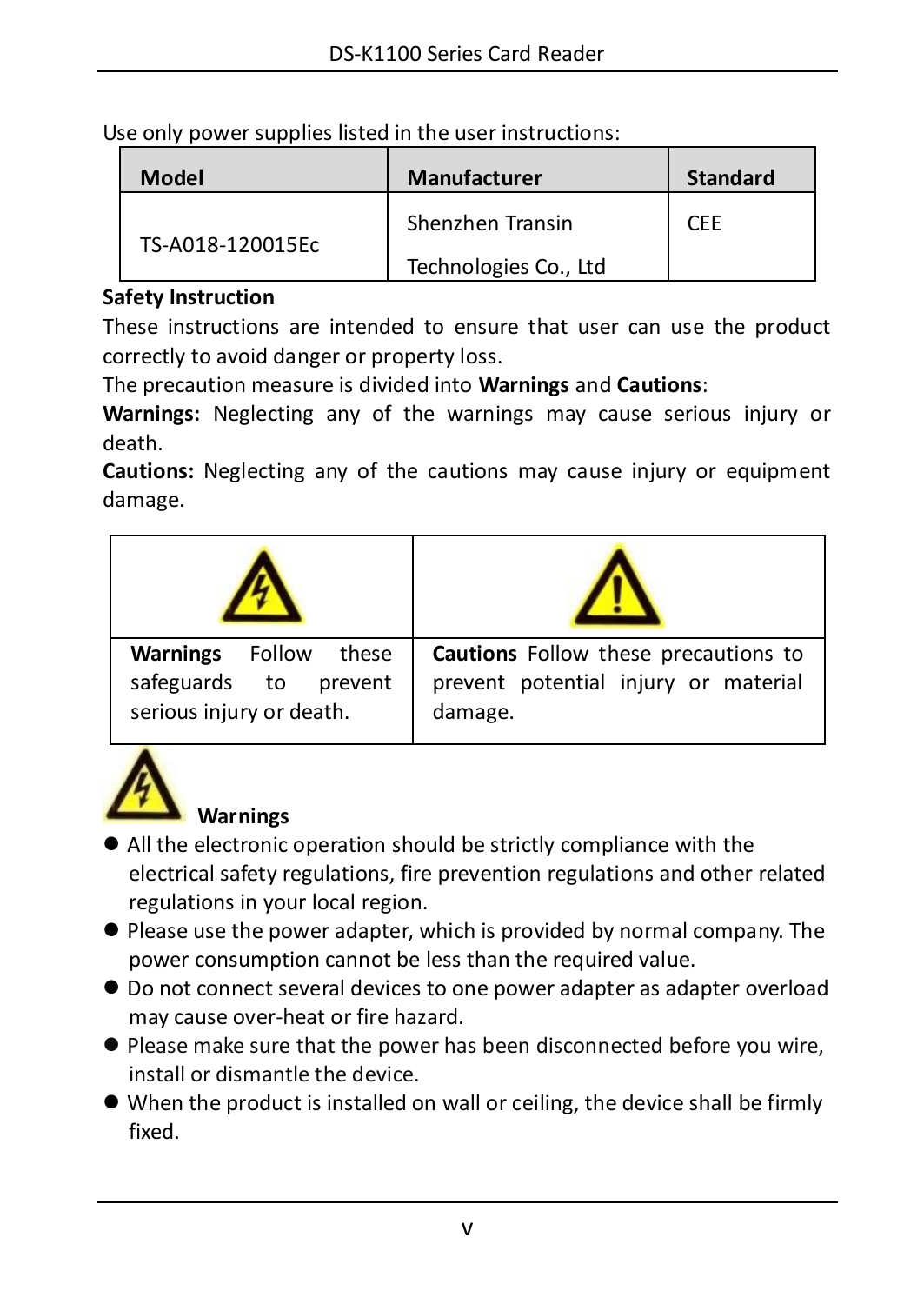Use only power supplies listed in the user instructions:

| Model | Manufacturer | Standard |
|---|---|---|
| TS-A018-120015Ec | Shenzhen Transin Technologies Co., Ltd | CEE |

**Safety Instruction**

These instructions are intended to ensure that user can use the product correctly to avoid danger or property loss.

The precaution measure is divided into **Warnings** and **Cautions**:

**Warnings:** Neglecting any of the warnings may cause serious injury or death.

**Cautions:** Neglecting any of the cautions may cause injury or equipment damage.

| | |
|---|---|
| **Warnings** Follow these safeguards to prevent serious injury or death. | **Cautions** Follow these precautions to prevent potential injury or material damage. |

**Warnings**

- All the electronic operation should be strictly compliance with the electrical safety regulations, fire prevention regulations and other related regulations in your local region.
- Please use the power adapter, which is provided by normal company. The power consumption cannot be less than the required value.
- Do not connect several devices to one power adapter as adapter overload may cause over-heat or fire hazard.
- Please make sure that the power has been disconnected before you wire, install or dismantle the device.
- When the product is installed on wall or ceiling, the device shall be firmly fixed.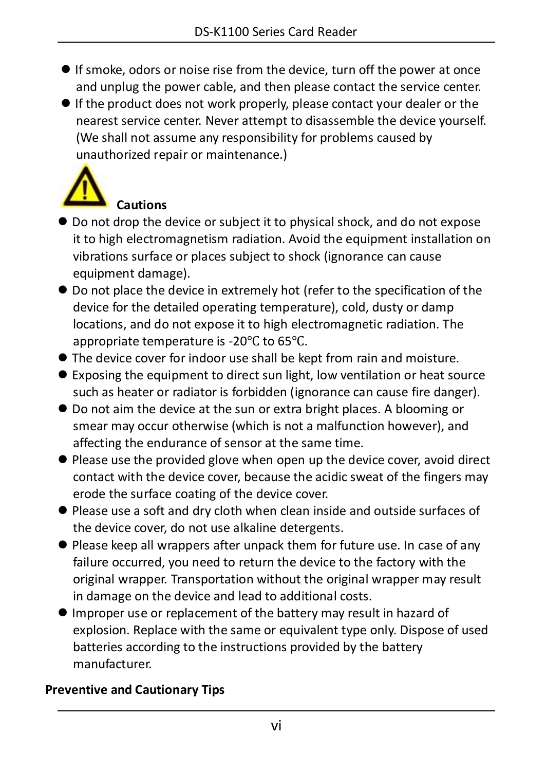- If smoke, odors or noise rise from the device, turn off the power at once and unplug the power cable, and then please contact the service center.
- If the product does not work properly, please contact your dealer or the nearest service center. Never attempt to disassemble the device yourself. (We shall not assume any responsibility for problems caused by unauthorized repair or maintenance.)

**Cautions**

- Do not drop the device or subject it to physical shock, and do not expose it to high electromagnetism radiation. Avoid the equipment installation on vibrations surface or places subject to shock (ignorance can cause equipment damage).
- Do not place the device in extremely hot (refer to the specification of the device for the detailed operating temperature), cold, dusty or damp locations, and do not expose it to high electromagnetic radiation. The appropriate temperature is -20°C to 65°C.
- The device cover for indoor use shall be kept from rain and moisture.
- Exposing the equipment to direct sun light, low ventilation or heat source such as heater or radiator is forbidden (ignorance can cause fire danger).
- Do not aim the device at the sun or extra bright places. A blooming or smear may occur otherwise (which is not a malfunction however), and affecting the endurance of sensor at the same time.
- Please use the provided glove when open up the device cover, avoid direct contact with the device cover, because the acidic sweat of the fingers may erode the surface coating of the device cover.
- Please use a soft and dry cloth when clean inside and outside surfaces of the device cover, do not use alkaline detergents.
- Please keep all wrappers after unpack them for future use. In case of any failure occurred, you need to return the device to the factory with the original wrapper. Transportation without the original wrapper may result in damage on the device and lead to additional costs.
- Improper use or replacement of the battery may result in hazard of explosion. Replace with the same or equivalent type only. Dispose of used batteries according to the instructions provided by the battery manufacturer.

**Preventive and Cautionary Tips**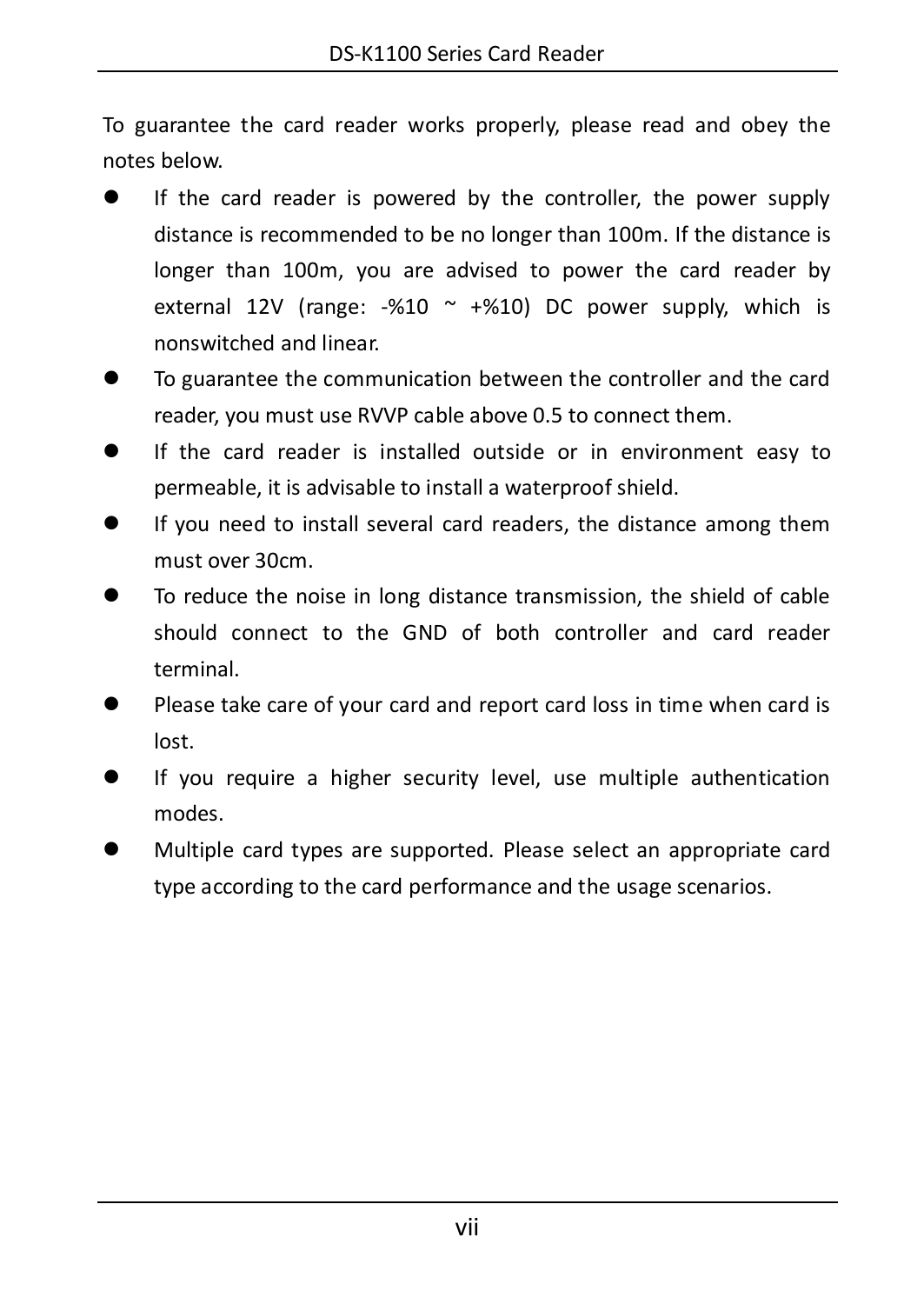To guarantee the card reader works properly, please read and obey the notes below.

- If the card reader is powered by the controller, the power supply distance is recommended to be no longer than 100m. If the distance is longer than 100m, you are advised to power the card reader by external 12V (range: -%10 ~ +%10) DC power supply, which is nonswitched and linear.
- To guarantee the communication between the controller and the card reader, you must use RVVP cable above 0.5 to connect them.
- If the card reader is installed outside or in environment easy to permeable, it is advisable to install a waterproof shield.
- If you need to install several card readers, the distance among them must over 30cm.
- To reduce the noise in long distance transmission, the shield of cable should connect to the GND of both controller and card reader terminal.
- Please take care of your card and report card loss in time when card is lost.
- If you require a higher security level, use multiple authentication modes.
- Multiple card types are supported. Please select an appropriate card type according to the card performance and the usage scenarios.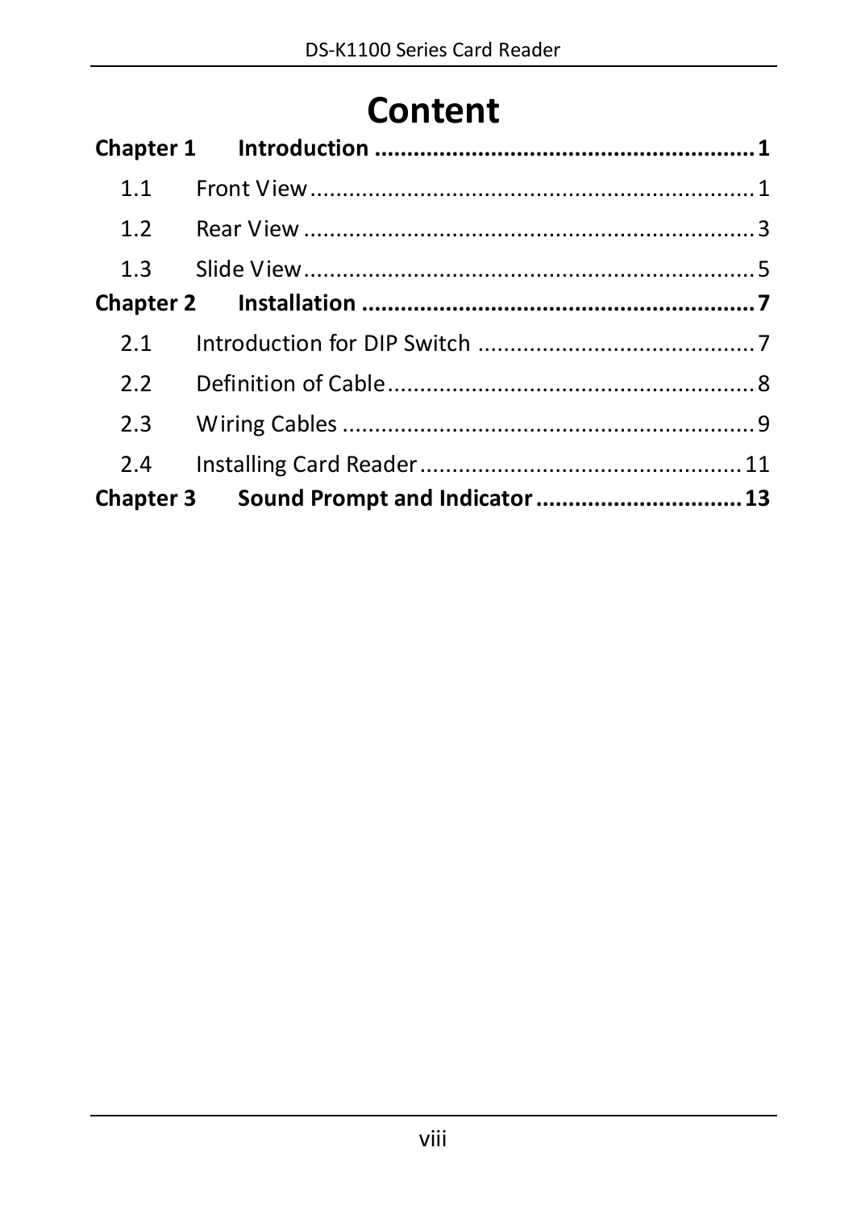# Content

**Chapter 1 Introduction ........................................................ 1**

1.1 Front View ........................................................ 1

1.2 Rear View ........................................................ 3

1.3 Slide View ........................................................ 5

**Chapter 2 Installation ........................................................ 7**

2.1 Introduction for DIP Switch ........................................................ 7

2.2 Definition of Cable ........................................................ 8

2.3 Wiring Cables ........................................................ 9

2.4 Installing Card Reader ........................................................ 11

**Chapter 3 Sound Prompt and Indicator ........................................................ 13**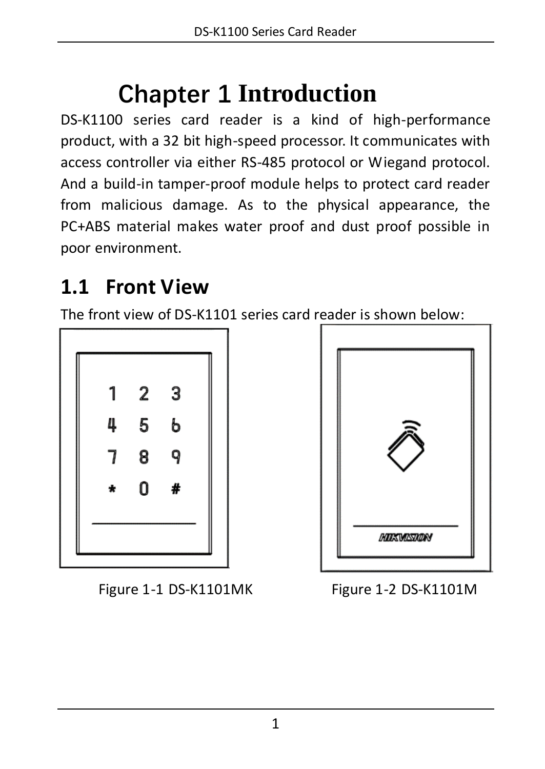# Chapter 1 Introduction

DS-K1100 series card reader is a kind of high-performance product, with a 32 bit high-speed processor. It communicates with access controller via either RS-485 protocol or Wiegand protocol. And a build-in tamper-proof module helps to protect card reader from malicious damage. As to the physical appearance, the PC+ABS material makes water proof and dust proof possible in poor environment.

## 1.1 Front View

The front view of DS-K1101 series card reader is shown below:

Figure 1-1 DS-K1101MK

Figure 1-2 DS-K1101M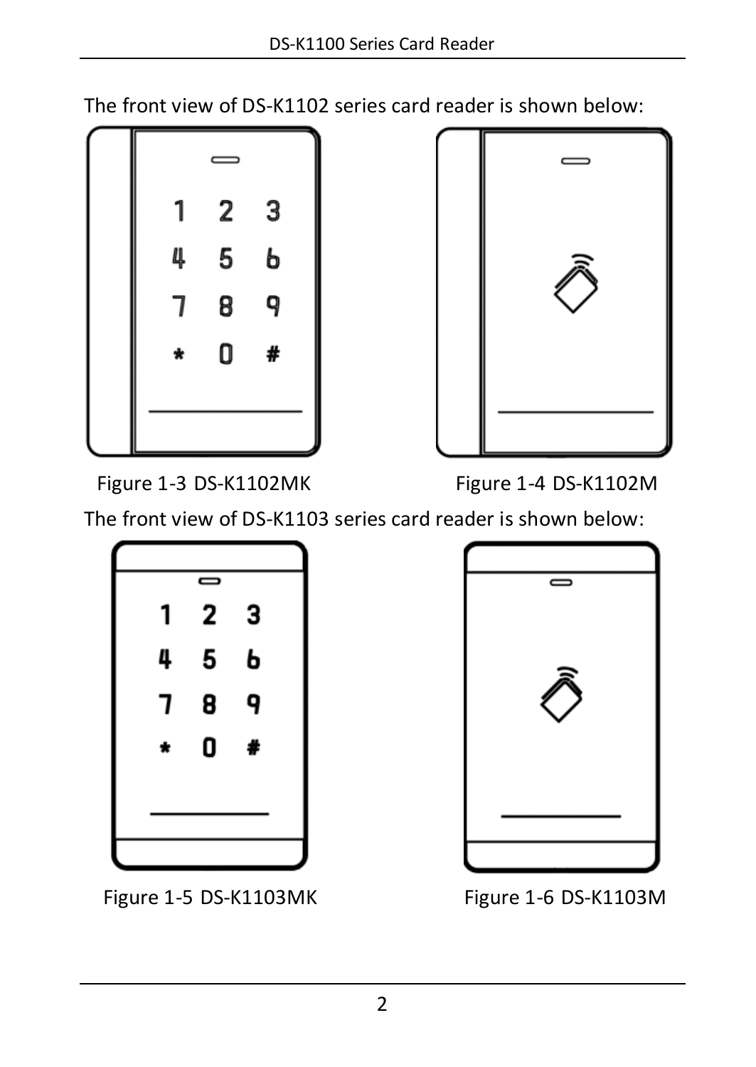The front view of DS-K1102 series card reader is shown below:

Figure 1-3 DS-K1102MK

Figure 1-4 DS-K1102M

The front view of DS-K1103 series card reader is shown below:

Figure 1-5 DS-K1103MK

Figure 1-6 DS-K1103M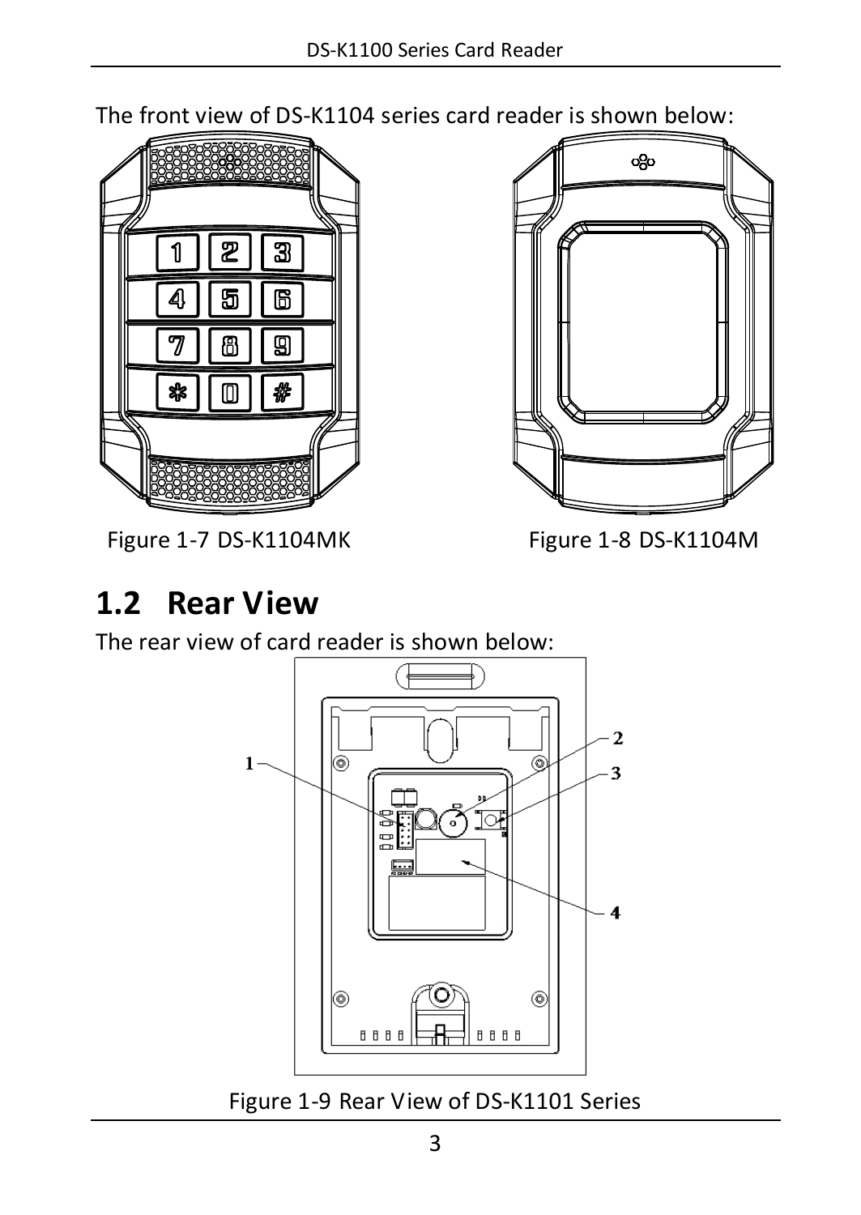The front view of DS-K1104 series card reader is shown below:

Figure 1-7 DS-K1104MK

Figure 1-8 DS-K1104M

## 1.2 Rear View

The rear view of card reader is shown below:

Figure 1-9 Rear View of DS-K1101 Series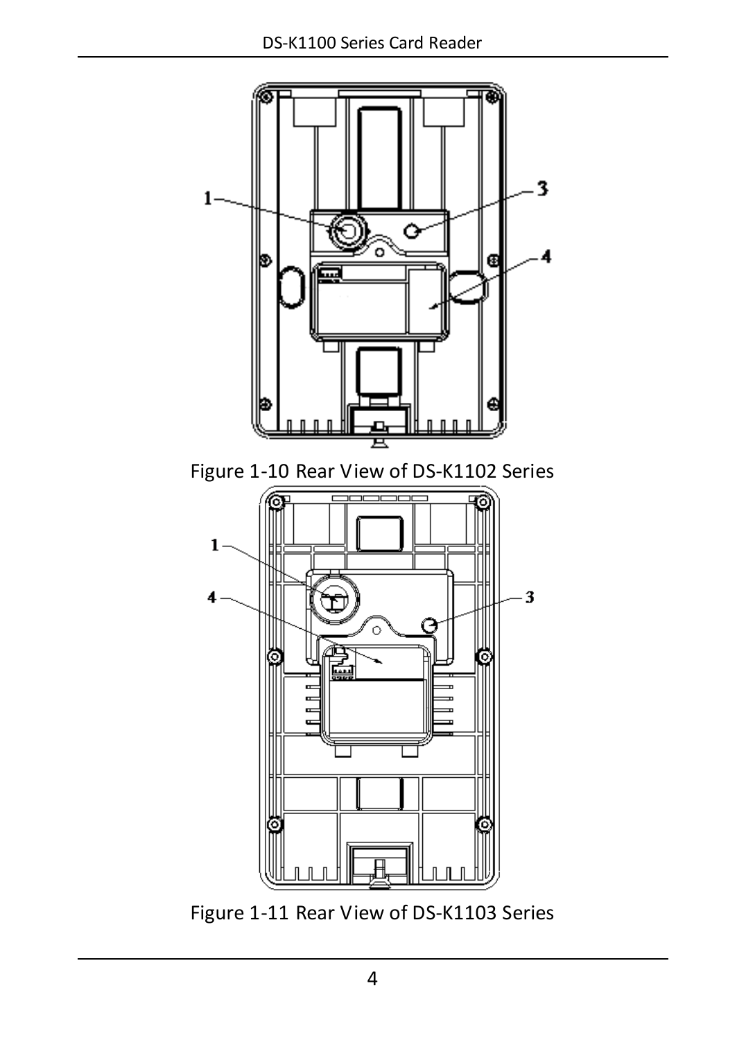Figure 1-10 Rear View of DS-K1102 Series

Figure 1-11 Rear View of DS-K1103 Series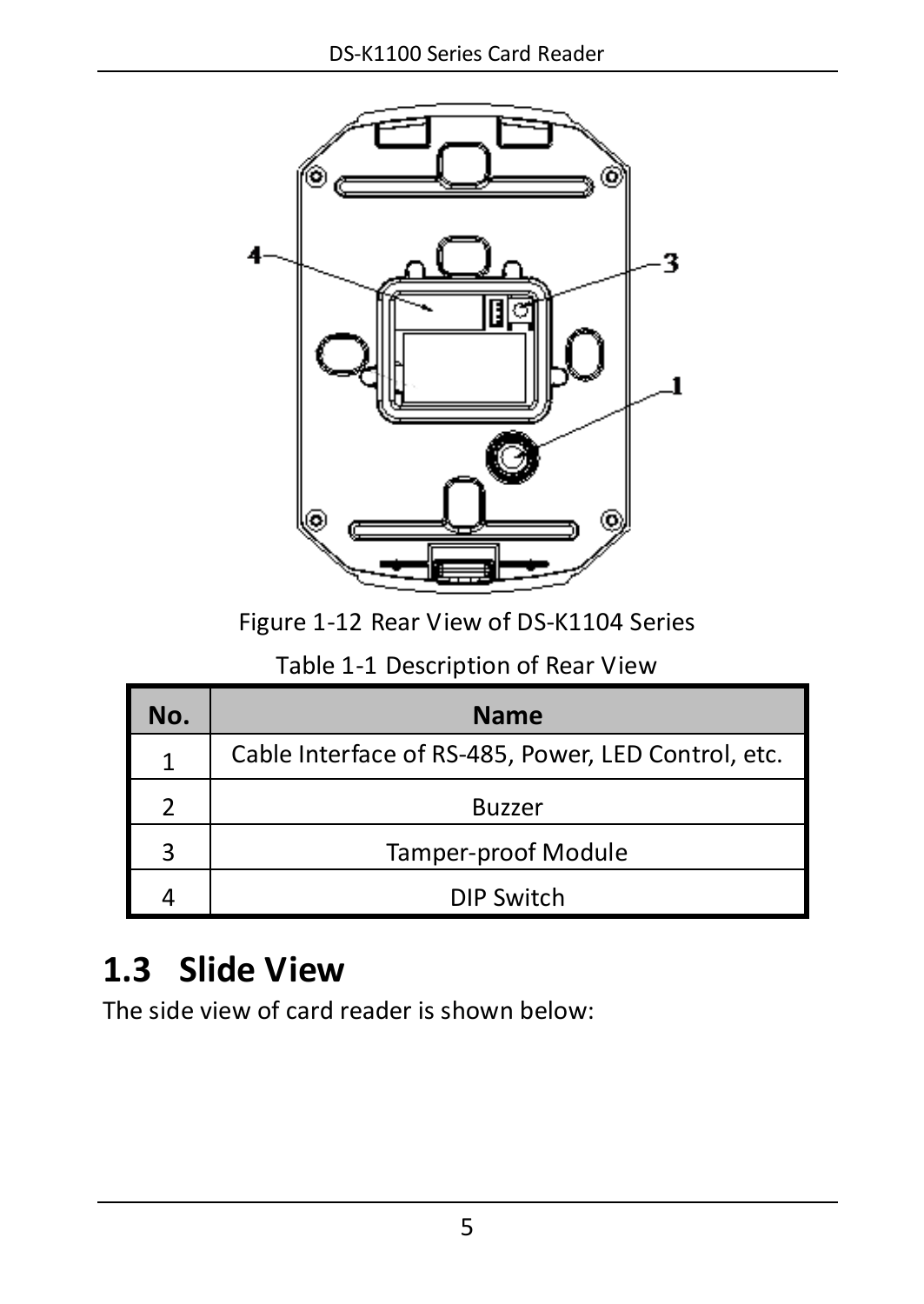Figure 1-12 Rear View of DS-K1104 Series

Table 1-1 Description of Rear View

| No. | Name |
|---|---|
| 1 | Cable Interface of RS-485, Power, LED Control, etc. |
| 2 | Buzzer |
| 3 | Tamper-proof Module |
| 4 | DIP Switch |

## 1.3 Slide View

The side view of card reader is shown below: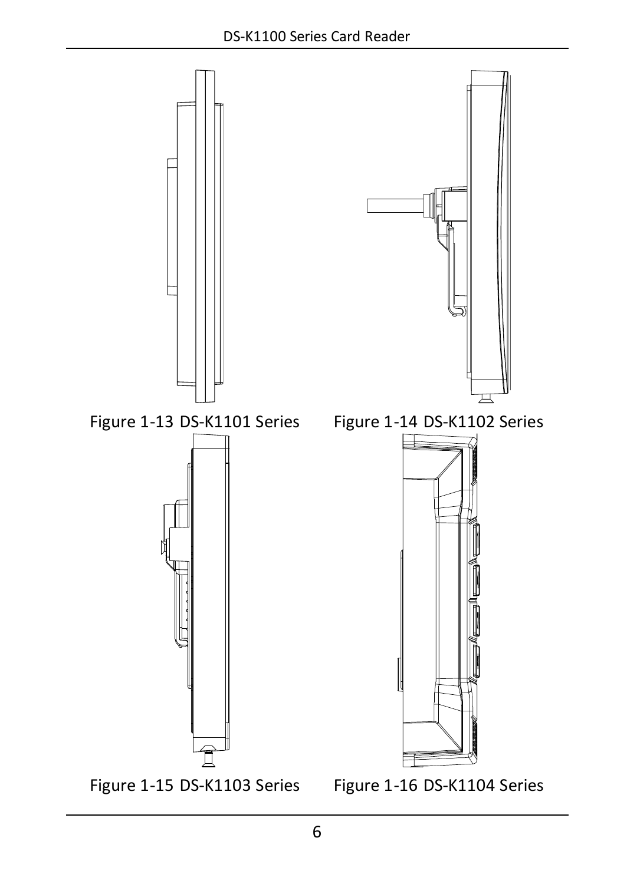Figure 1-13 DS-K1101 Series

Figure 1-14 DS-K1102 Series

Figure 1-15 DS-K1103 Series

Figure 1-16 DS-K1104 Series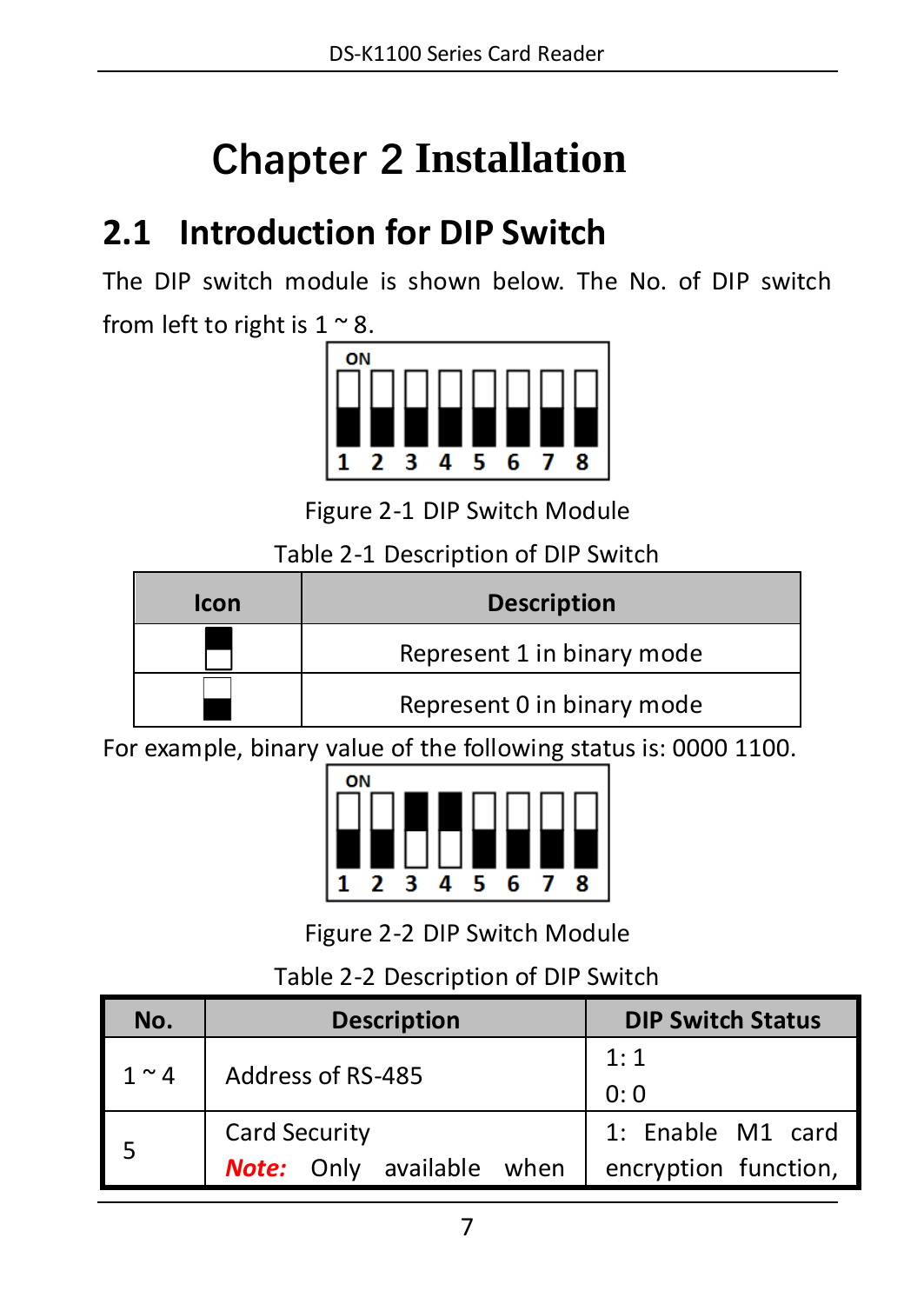# Chapter 2 Installation

## 2.1 Introduction for DIP Switch

The DIP switch module is shown below. The No. of DIP switch from left to right is 1 ~ 8.

Figure 2-1 DIP Switch Module

Table 2-1 Description of DIP Switch

| Icon | Description |
|---|---|
| ▀ | Represent 1 in binary mode |
| ▄ | Represent 0 in binary mode |

For example, binary value of the following status is: 0000 1100.

Figure 2-2 DIP Switch Module

Table 2-2 Description of DIP Switch

| No. | Description | DIP Switch Status |
|---|---|---|
| 1 ~ 4 | Address of RS-485 | 1: 1<br>0: 0 |
| 5 | Card Security<br>***Note:*** Only available when | 1: Enable M1 card encryption function, |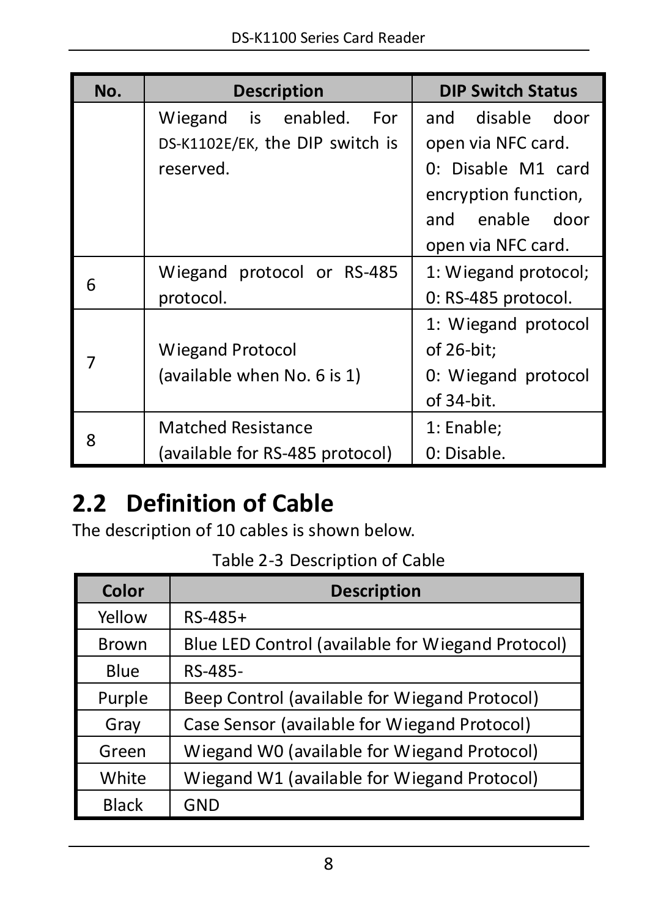| No. | Description | DIP Switch Status |
| --- | --- | --- |
| | Wiegand is enabled. For DS-K1102E/EK, the DIP switch is reserved. | and disable door open via NFC card.<br>0: Disable M1 card encryption function, and enable door open via NFC card. |
| 6 | Wiegand protocol or RS-485 protocol. | 1: Wiegand protocol;<br>0: RS-485 protocol. |
| 7 | Wiegand Protocol<br>(available when No. 6 is 1) | 1: Wiegand protocol of 26-bit;<br>0: Wiegand protocol of 34-bit. |
| 8 | Matched Resistance<br>(available for RS-485 protocol) | 1: Enable;<br>0: Disable. |

## 2.2 Definition of Cable

The description of 10 cables is shown below.

Table 2-3 Description of Cable

| Color | Description |
| --- | --- |
| Yellow | RS-485+ |
| Brown | Blue LED Control (available for Wiegand Protocol) |
| Blue | RS-485- |
| Purple | Beep Control (available for Wiegand Protocol) |
| Gray | Case Sensor (available for Wiegand Protocol) |
| Green | Wiegand W0 (available for Wiegand Protocol) |
| White | Wiegand W1 (available for Wiegand Protocol) |
| Black | GND |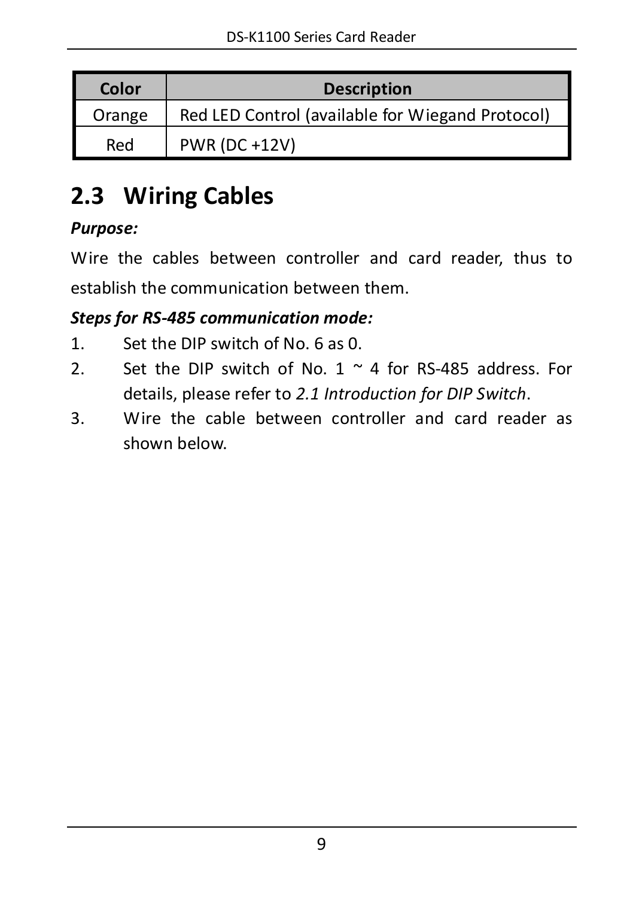| Color | Description |
|---|---|
| Orange | Red LED Control (available for Wiegand Protocol) |
| Red | PWR (DC +12V) |

## 2.3 Wiring Cables

***Purpose:***

Wire the cables between controller and card reader, thus to establish the communication between them.

***Steps for RS-485 communication mode:***

1. Set the DIP switch of No. 6 as 0.
2. Set the DIP switch of No. 1 ~ 4 for RS-485 address. For details, please refer to *2.1 Introduction for DIP Switch*.
3. Wire the cable between controller and card reader as shown below.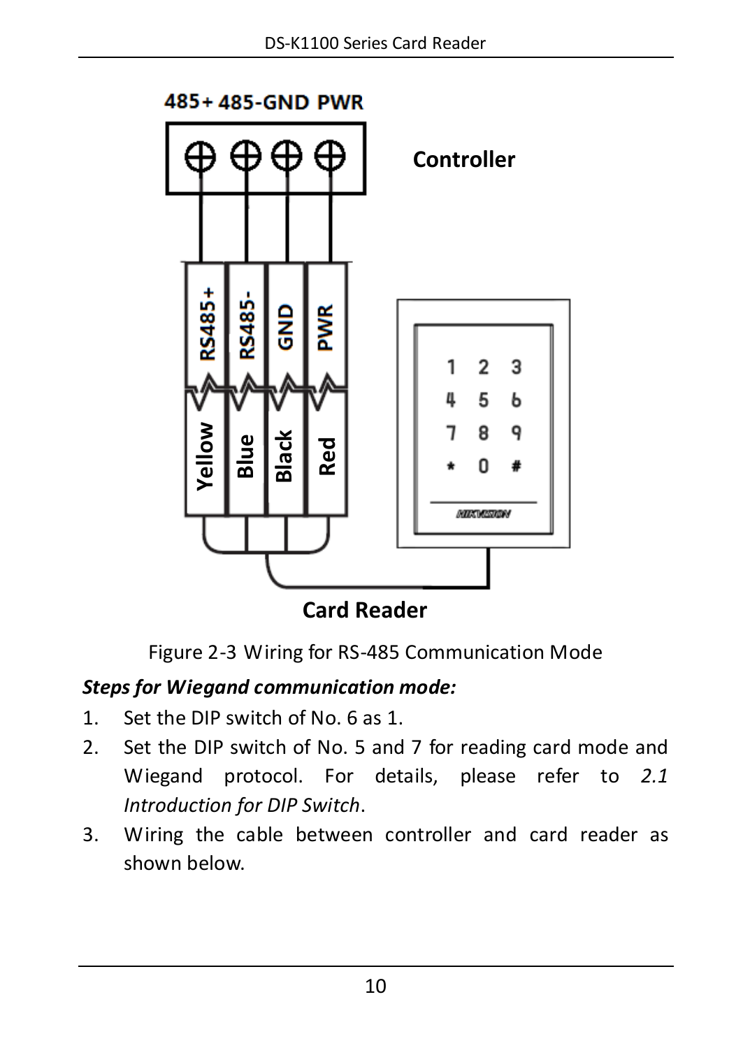Figure 2-3 Wiring for RS-485 Communication Mode

***Steps for Wiegand communication mode:***

1. Set the DIP switch of No. 6 as 1.
2. Set the DIP switch of No. 5 and 7 for reading card mode and Wiegand protocol. For details, please refer to *2.1 Introduction for DIP Switch*.
3. Wiring the cable between controller and card reader as shown below.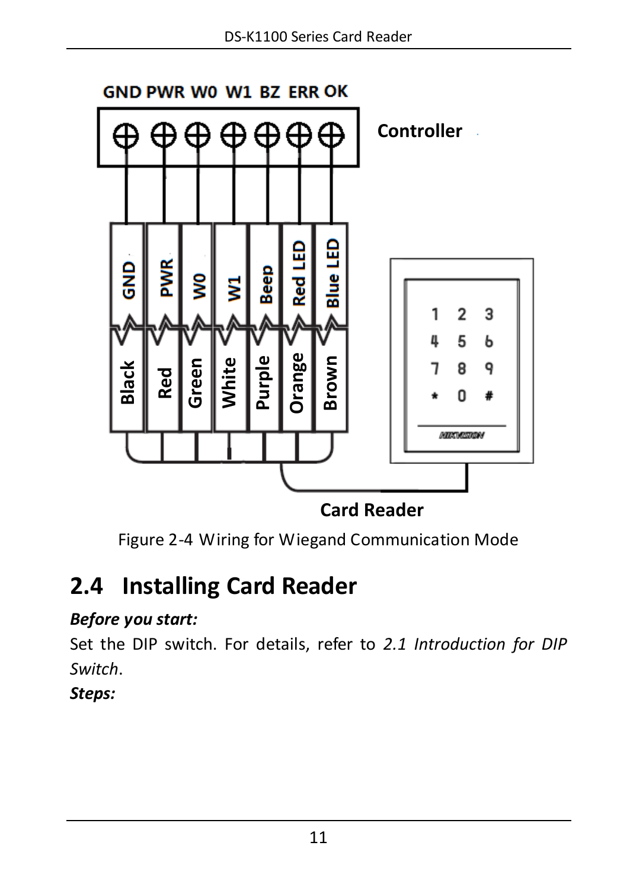Figure 2-4 Wiring for Wiegand Communication Mode

## 2.4 Installing Card Reader

***Before you start:***

Set the DIP switch. For details, refer to *2.1 Introduction for DIP Switch*.

***Steps:***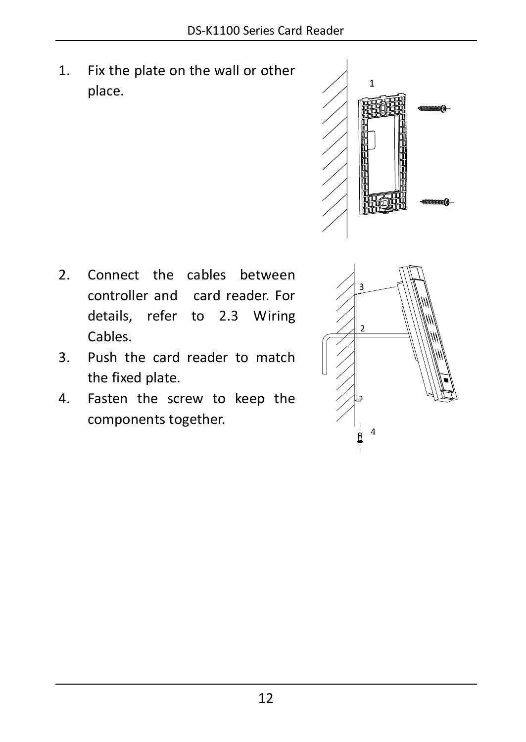1. Fix the plate on the wall or other place.

2. Connect the cables between controller and card reader. For details, refer to 2.3 Wiring Cables.
3. Push the card reader to match the fixed plate.
4. Fasten the screw to keep the components together.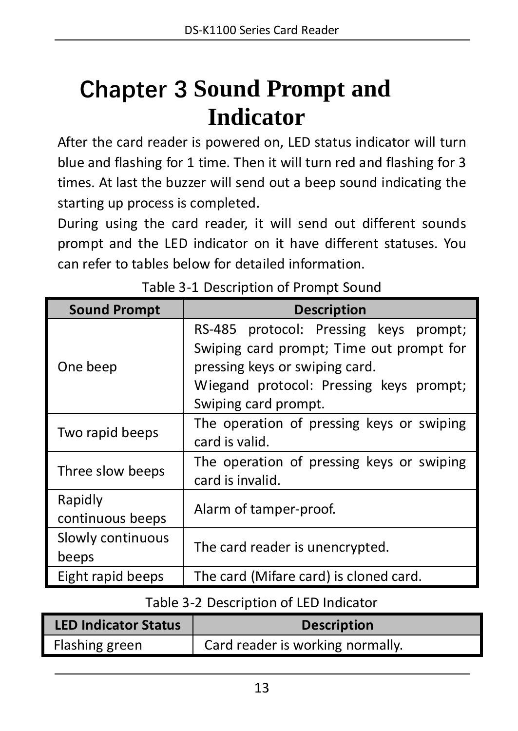# Chapter 3 Sound Prompt and Indicator

After the card reader is powered on, LED status indicator will turn blue and flashing for 1 time. Then it will turn red and flashing for 3 times. At last the buzzer will send out a beep sound indicating the starting up process is completed.

During using the card reader, it will send out different sounds prompt and the LED indicator on it have different statuses. You can refer to tables below for detailed information.

Table 3-1 Description of Prompt Sound

| Sound Prompt | Description |
|---|---|
| One beep | RS-485 protocol: Pressing keys prompt; Swiping card prompt; Time out prompt for pressing keys or swiping card.<br>Wiegand protocol: Pressing keys prompt; Swiping card prompt. |
| Two rapid beeps | The operation of pressing keys or swiping card is valid. |
| Three slow beeps | The operation of pressing keys or swiping card is invalid. |
| Rapidly continuous beeps | Alarm of tamper-proof. |
| Slowly continuous beeps | The card reader is unencrypted. |
| Eight rapid beeps | The card (Mifare card) is cloned card. |

Table 3-2 Description of LED Indicator

| LED Indicator Status | Description |
|---|---|
| Flashing green | Card reader is working normally. |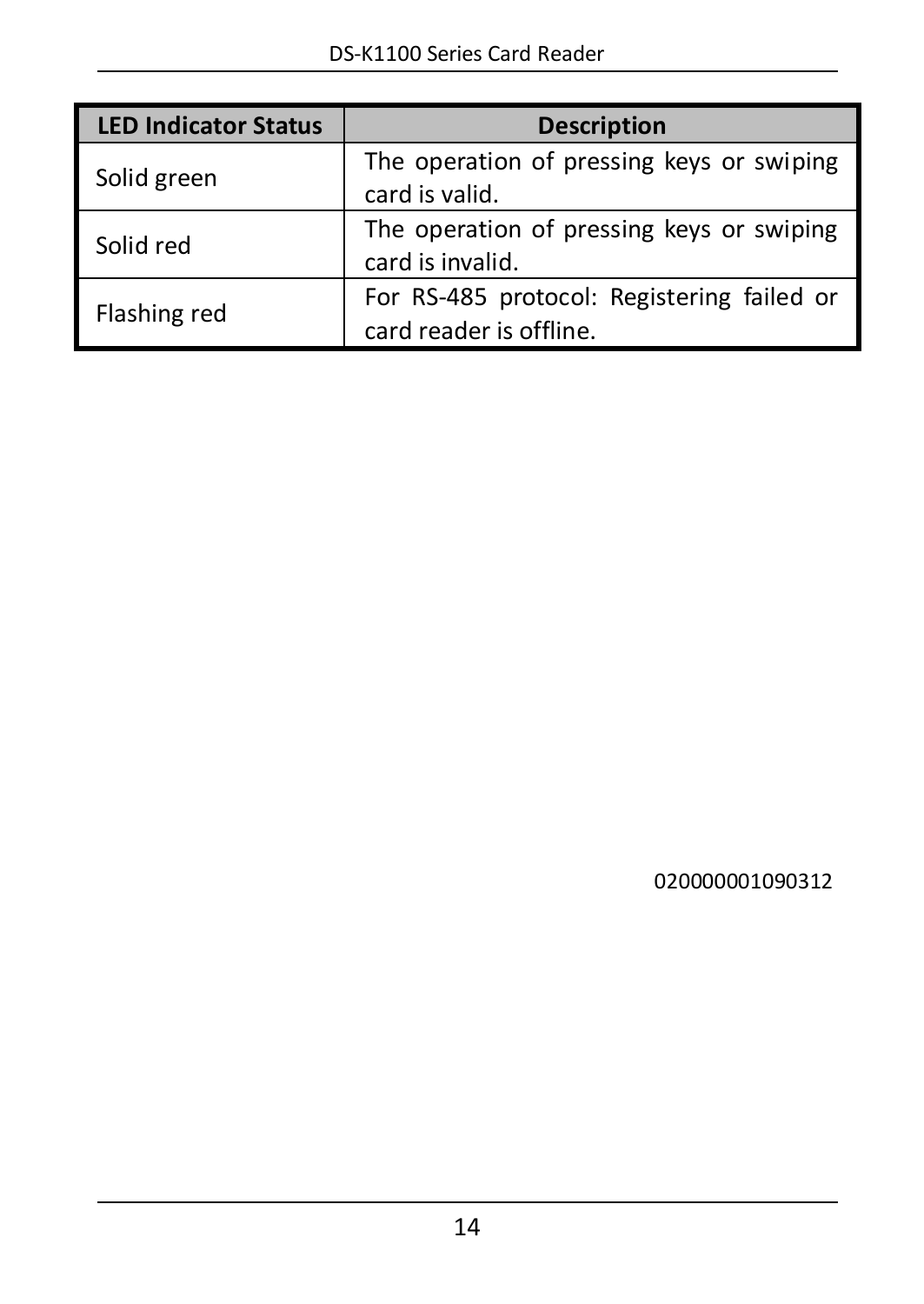| LED Indicator Status | Description |
| --- | --- |
| Solid green | The operation of pressing keys or swiping card is valid. |
| Solid red | The operation of pressing keys or swiping card is invalid. |
| Flashing red | For RS-485 protocol: Registering failed or card reader is offline. |

020000001090312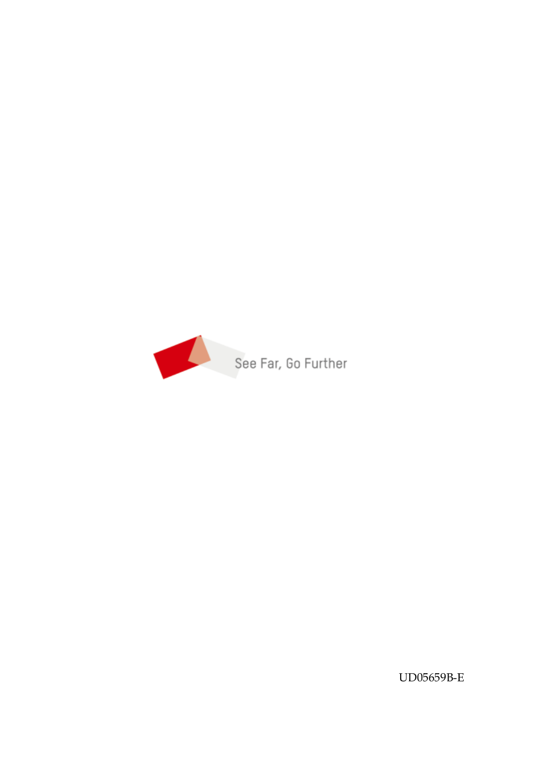See Far, Go Further

UD05659B-E